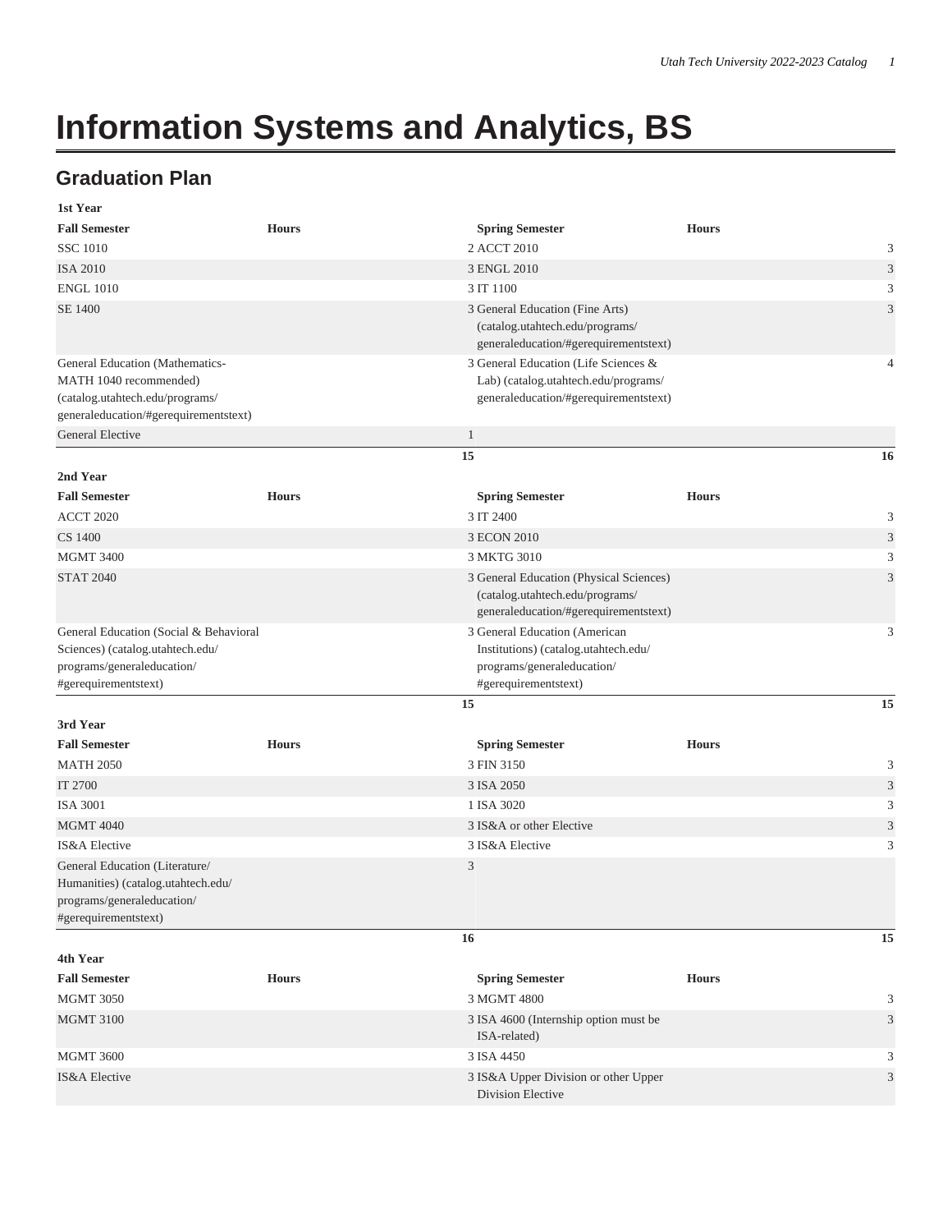# Information Systems and Analytics, BS

## Graduation Plan

| 1st Year | | | |
|---|---|---|---|
| **Fall Semester** | **Hours** | **Spring Semester** | **Hours** |
| SSC 1010 | 2 | ACCT 2010 | 3 |
| ISA 2010 | 3 | ENGL 2010 | 3 |
| ENGL 1010 | 3 | IT 1100 | 3 |
| SE 1400 | 3 | General Education (Fine Arts) (catalog.utahtech.edu/programs/generaleducation/#gerequirementstext) | 3 |
| General Education (Mathematics- MATH 1040 recommended) (catalog.utahtech.edu/programs/generaleducation/#gerequirementstext) | 3 | General Education (Life Sciences & Lab) (catalog.utahtech.edu/programs/generaleducation/#gerequirementstext) | 4 |
| General Elective | 1 | | |
| | **15** | | **16** |
| **2nd Year** | | | |
| **Fall Semester** | **Hours** | **Spring Semester** | **Hours** |
| ACCT 2020 | 3 | IT 2400 | 3 |
| CS 1400 | 3 | ECON 2010 | 3 |
| MGMT 3400 | 3 | MKTG 3010 | 3 |
| STAT 2040 | 3 | General Education (Physical Sciences) (catalog.utahtech.edu/programs/generaleducation/#gerequirementstext) | 3 |
| General Education (Social & Behavioral Sciences) (catalog.utahtech.edu/programs/generaleducation/#gerequirementstext) | 3 | General Education (American Institutions) (catalog.utahtech.edu/programs/generaleducation/#gerequirementstext) | 3 |
| | **15** | | **15** |
| **3rd Year** | | | |
| **Fall Semester** | **Hours** | **Spring Semester** | **Hours** |
| MATH 2050 | 3 | FIN 3150 | 3 |
| IT 2700 | 3 | ISA 2050 | 3 |
| ISA 3001 | 1 | ISA 3020 | 3 |
| MGMT 4040 | 3 | IS&A or other Elective | 3 |
| IS&A Elective | 3 | IS&A Elective | 3 |
| General Education (Literature/Humanities) (catalog.utahtech.edu/programs/generaleducation/#gerequirementstext) | 3 | | |
| | **16** | | **15** |
| **4th Year** | | | |
| **Fall Semester** | **Hours** | **Spring Semester** | **Hours** |
| MGMT 3050 | 3 | MGMT 4800 | 3 |
| MGMT 3100 | 3 | ISA 4600 (Internship option must be ISA-related) | 3 |
| MGMT 3600 | 3 | ISA 4450 | 3 |
| IS&A Elective | 3 | IS&A Upper Division or other Upper Division Elective | 3 |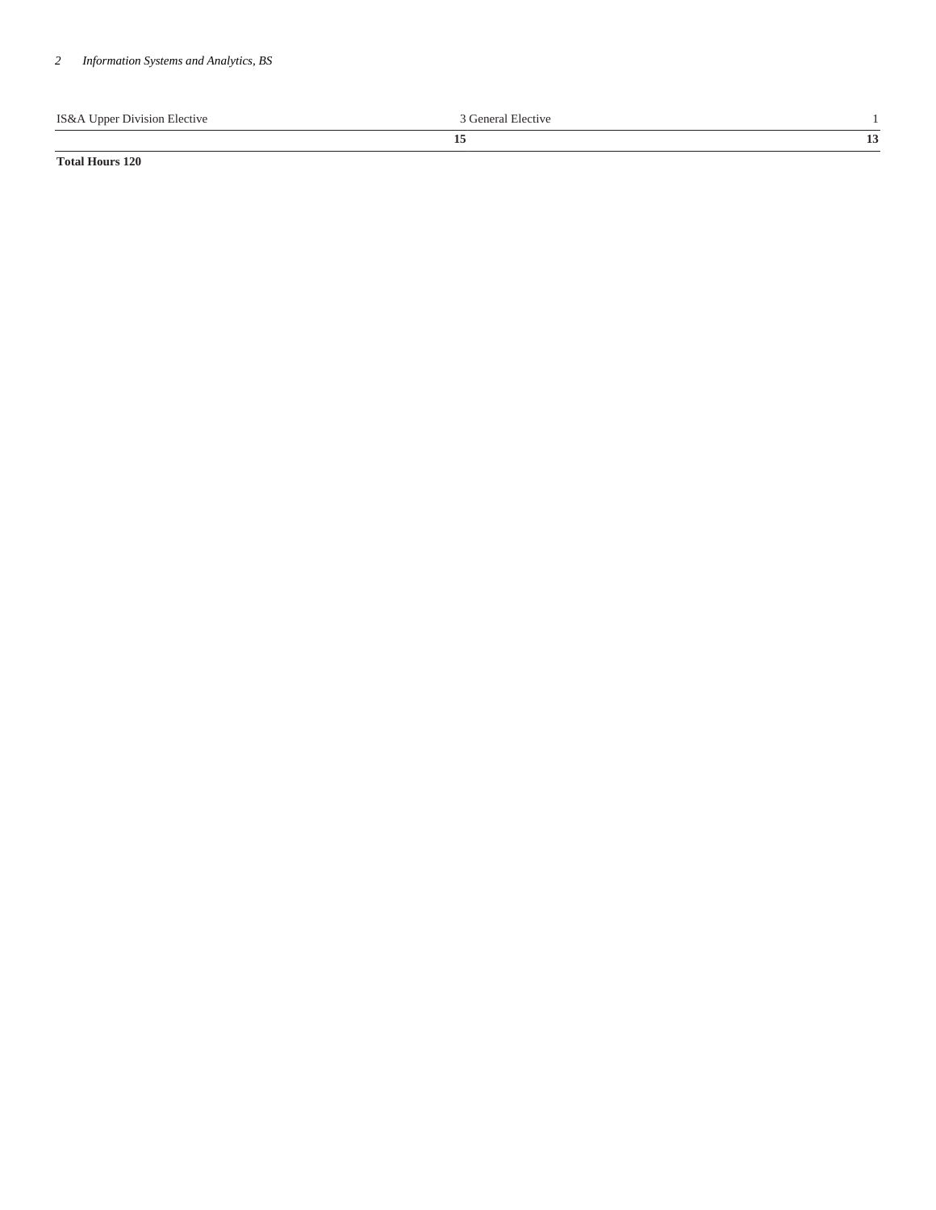| | | | |
|---|---|---|---|
| IS&A Upper Division Elective | 3 | General Elective | 1 |
| | **15** | | **13** |

**Total Hours 120**